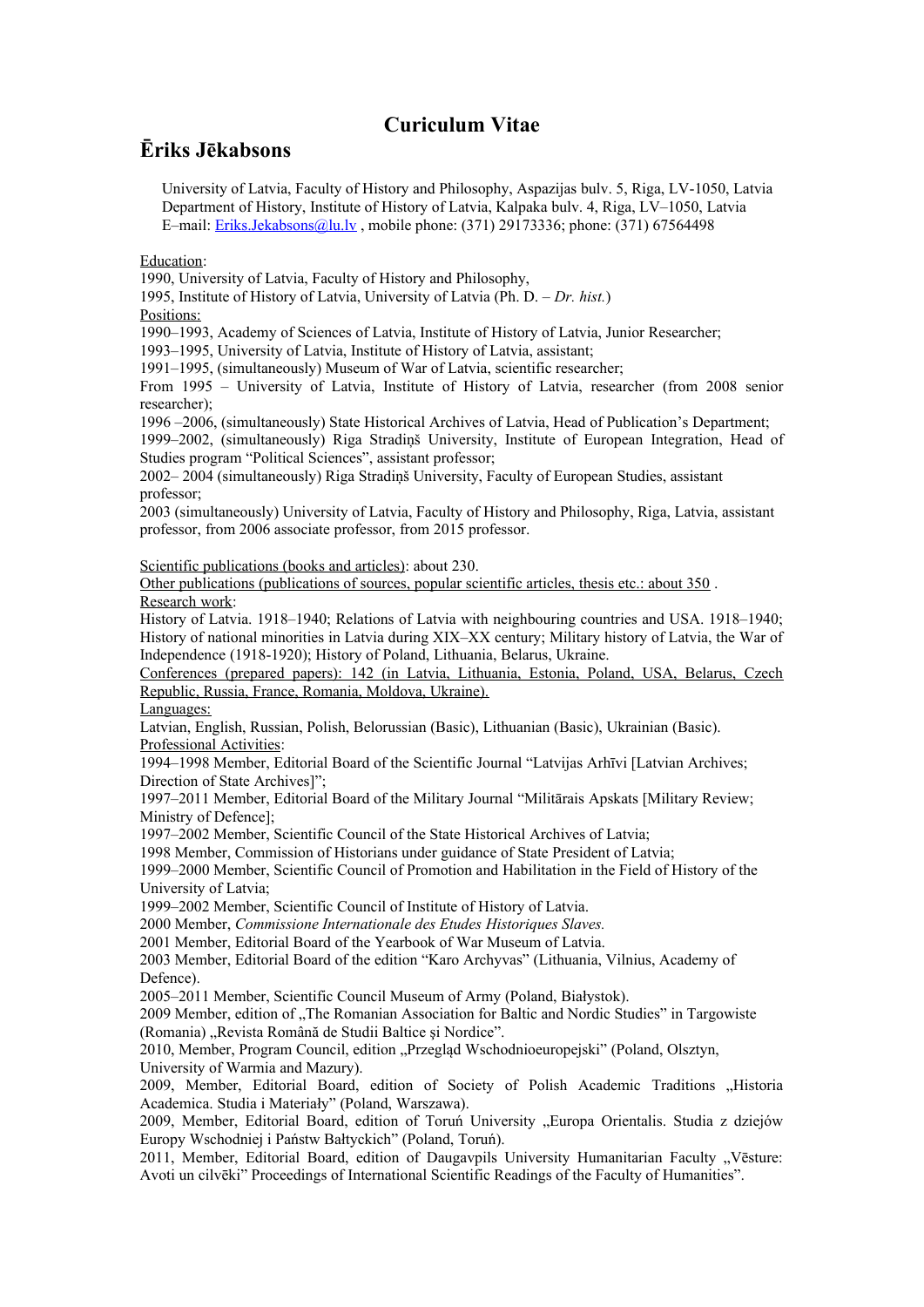# Curiculum Vitae

## Ēriks Jēkabsons

University of Latvia, Faculty of History and Philosophy, Aspazijas bulv. 5, Riga, LV-1050, Latvia
Department of History, Institute of History of Latvia, Kalpaka bulv. 4, Riga, LV–1050, Latvia
E–mail: Eriks.Jekabsons@lu.lv , mobile phone: (371) 29173336; phone: (371) 67564498

Education:
1990, University of Latvia, Faculty of History and Philosophy,
1995, Institute of History of Latvia, University of Latvia (Ph. D. – *Dr. hist.*)

Positions:
1990–1993, Academy of Sciences of Latvia, Institute of History of Latvia, Junior Researcher;
1993–1995, University of Latvia, Institute of History of Latvia, assistant;
1991–1995, (simultaneously) Museum of War of Latvia, scientific researcher;
From 1995 – University of Latvia, Institute of History of Latvia, researcher (from 2008 senior researcher);
1996 –2006, (simultaneously) State Historical Archives of Latvia, Head of Publication's Department;
1999–2002, (simultaneously) Riga Stradiņš University, Institute of European Integration, Head of Studies program "Political Sciences", assistant professor;
2002– 2004 (simultaneously) Riga Stradiņš University, Faculty of European Studies, assistant professor;
2003 (simultaneously) University of Latvia, Faculty of History and Philosophy, Riga, Latvia, assistant professor, from 2006 associate professor, from 2015 professor.

Scientific publications (books and articles): about 230.
Other publications (publications of sources, popular scientific articles, thesis etc.: about 350 .

Research work:
History of Latvia. 1918–1940; Relations of Latvia with neighbouring countries and USA. 1918–1940; History of national minorities in Latvia during XIX–XX century; Military history of Latvia, the War of Independence (1918-1920); History of Poland, Lithuania, Belarus, Ukraine.

Conferences (prepared papers): 142 (in Latvia, Lithuania, Estonia, Poland, USA, Belarus, Czech Republic, Russia, France, Romania, Moldova, Ukraine).

Languages:
Latvian, English, Russian, Polish, Belorussian (Basic), Lithuanian (Basic), Ukrainian (Basic).

Professional Activities:
1994–1998 Member, Editorial Board of the Scientific Journal "Latvijas Arhīvi [Latvian Archives; Direction of State Archives]";
1997–2011 Member, Editorial Board of the Military Journal "Militārais Apskats [Military Review; Ministry of Defence];
1997–2002 Member, Scientific Council of the State Historical Archives of Latvia;
1998 Member, Commission of Historians under guidance of State President of Latvia;
1999–2000 Member, Scientific Council of Promotion and Habilitation in the Field of History of the University of Latvia;
1999–2002 Member, Scientific Council of Institute of History of Latvia.
2000 Member, *Commissione Internationale des Etudes Historiques Slaves.*
2001 Member, Editorial Board of the Yearbook of War Museum of Latvia.
2003 Member, Editorial Board of the edition "Karo Archyvas" (Lithuania, Vilnius, Academy of Defence).
2005–2011 Member, Scientific Council Museum of Army (Poland, Białystok).
2009 Member, edition of „The Romanian Association for Baltic and Nordic Studies" in Targowiste (Romania) „Revista Română de Studii Baltice şi Nordice".
2010, Member, Program Council, edition „Przegląd Wschodnioeuropejski" (Poland, Olsztyn, University of Warmia and Mazury).
2009, Member, Editorial Board, edition of Society of Polish Academic Traditions „Historia Academica. Studia i Materiały" (Poland, Warszawa).
2009, Member, Editorial Board, edition of Toruń University „Europa Orientalis. Studia z dziejów Europy Wschodniej i Państw Bałtyckich" (Poland, Toruń).
2011, Member, Editorial Board, edition of Daugavpils University Humanitarian Faculty „Vēsture: Avoti un cilvēki" Proceedings of International Scientific Readings of the Faculty of Humanities".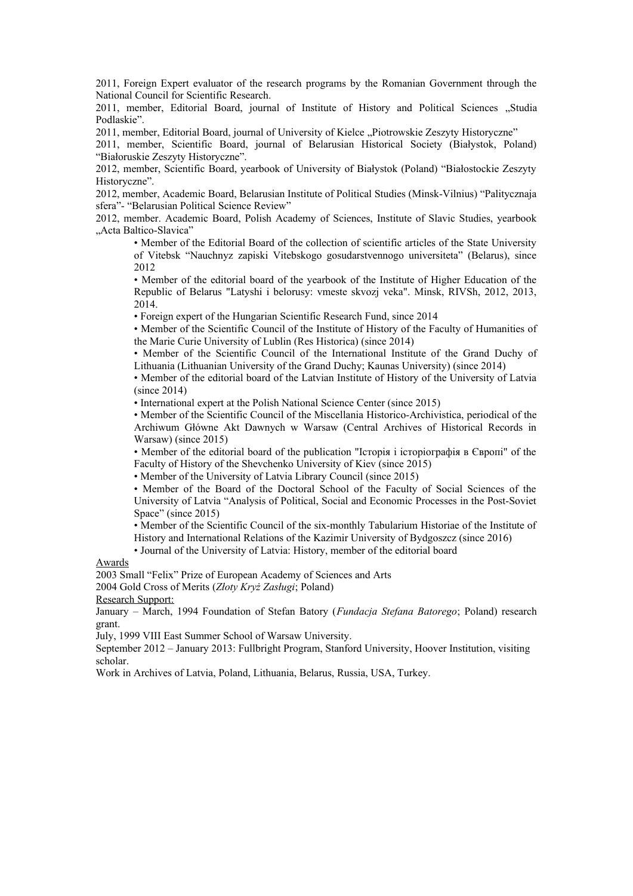2011, Foreign Expert evaluator of the research programs by the Romanian Government through the National Council for Scientific Research.

2011, member, Editorial Board, journal of Institute of History and Political Sciences „Studia Podlaskie".

2011, member, Editorial Board, journal of University of Kielce „Piotrowskie Zeszyty Historyczne"

2011, member, Scientific Board, journal of Belarusian Historical Society (Białystok, Poland) "Białoruskie Zeszyty Historyczne".

2012, member, Scientific Board, yearbook of University of Białystok (Poland) "Białostockie Zeszyty Historyczne".

2012, member, Academic Board, Belarusian Institute of Political Studies (Minsk-Vilnius) "Palitycznaja sfera"- "Belarusian Political Science Review"

2012, member. Academic Board, Polish Academy of Sciences, Institute of Slavic Studies, yearbook „Acta Baltico-Slavica"

- Member of the Editorial Board of the collection of scientific articles of the State University of Vitebsk "Nauchnyz zapiski Vitebskogo gosudarstvennogo universiteta" (Belarus), since 2012
- Member of the editorial board of the yearbook of the Institute of Higher Education of the Republic of Belarus "Latyshi i belorusy: vmeste skvozj veka". Minsk, RIVSh, 2012, 2013, 2014.
- Foreign expert of the Hungarian Scientific Research Fund, since 2014
- Member of the Scientific Council of the Institute of History of the Faculty of Humanities of the Marie Curie University of Lublin (Res Historica) (since 2014)
- Member of the Scientific Council of the International Institute of the Grand Duchy of Lithuania (Lithuanian University of the Grand Duchy; Kaunas University) (since 2014)
- Member of the editorial board of the Latvian Institute of History of the University of Latvia (since 2014)
- International expert at the Polish National Science Center (since 2015)
- Member of the Scientific Council of the Miscellania Historico-Archivistica, periodical of the Archiwum Główne Akt Dawnych w Warsaw (Central Archives of Historical Records in Warsaw) (since 2015)
- Member of the editorial board of the publication "Історія і історіографія в Європі" of the Faculty of History of the Shevchenko University of Kiev (since 2015)
- Member of the University of Latvia Library Council (since 2015)
- Member of the Board of the Doctoral School of the Faculty of Social Sciences of the University of Latvia "Analysis of Political, Social and Economic Processes in the Post-Soviet Space" (since 2015)
- Member of the Scientific Council of the six-monthly Tabularium Historiae of the Institute of History and International Relations of the Kazimir University of Bydgoszcz (since 2016)
- Journal of the University of Latvia: History, member of the editorial board

Awards

2003 Small "Felix" Prize of European Academy of Sciences and Arts

2004 Gold Cross of Merits (*Złoty Kryż Zasługi*; Poland)

Research Support:

January – March, 1994 Foundation of Stefan Batory (*Fundacja Stefana Batorego*; Poland) research grant.

July, 1999 VIII East Summer School of Warsaw University.

September 2012 – January 2013: Fullbright Program, Stanford University, Hoover Institution, visiting scholar.

Work in Archives of Latvia, Poland, Lithuania, Belarus, Russia, USA, Turkey.